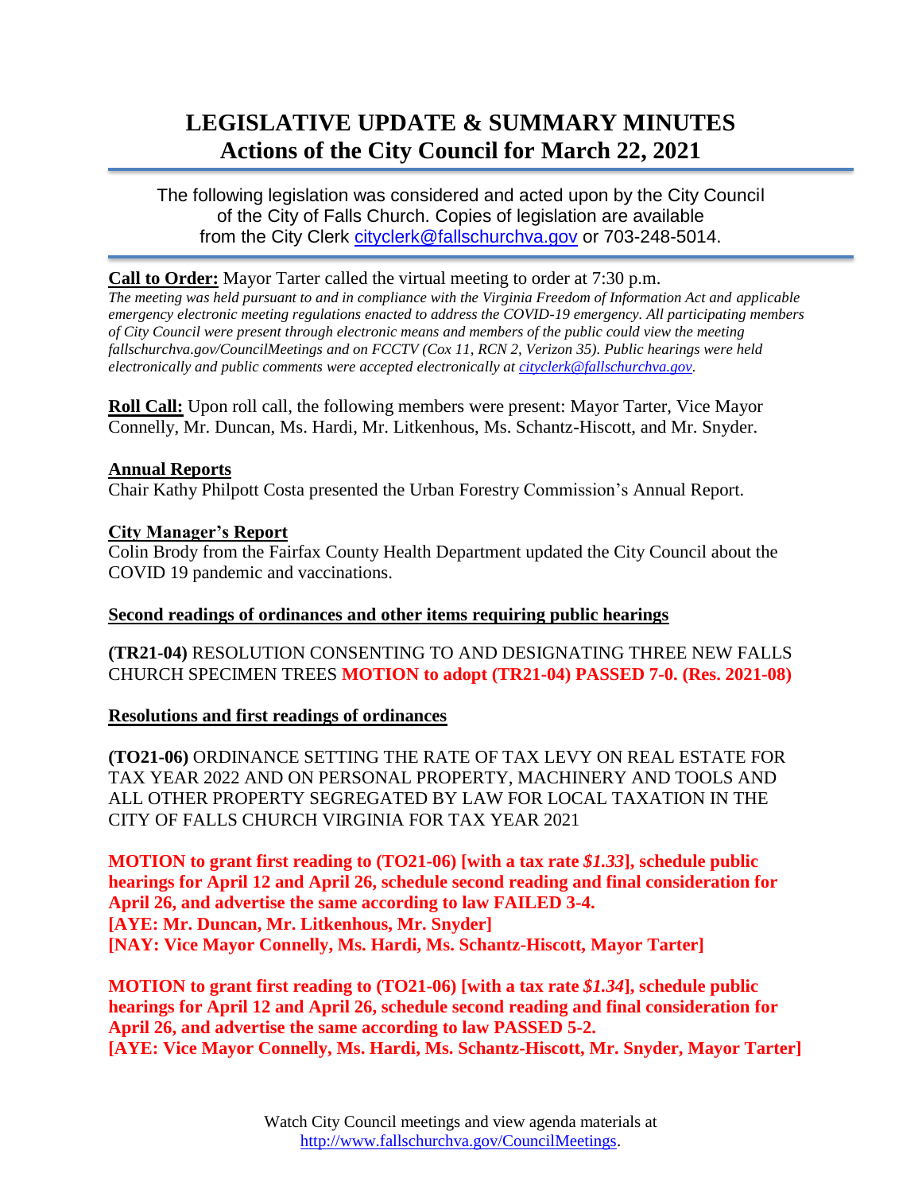# LEGISLATIVE UPDATE & SUMMARY MINUTES
## Actions of the City Council for March 22, 2021

The following legislation was considered and acted upon by the City Council of the City of Falls Church. Copies of legislation are available from the City Clerk cityclerk@fallschurchva.gov or 703-248-5014.

**Call to Order:** Mayor Tarter called the virtual meeting to order at 7:30 p.m.
*The meeting was held pursuant to and in compliance with the Virginia Freedom of Information Act and applicable emergency electronic meeting regulations enacted to address the COVID-19 emergency. All participating members of City Council were present through electronic means and members of the public could view the meeting fallschurchva.gov/CouncilMeetings and on FCCTV (Cox 11, RCN 2, Verizon 35). Public hearings were held electronically and public comments were accepted electronically at cityclerk@fallschurchva.gov.*

**Roll Call:** Upon roll call, the following members were present: Mayor Tarter, Vice Mayor Connelly, Mr. Duncan, Ms. Hardi, Mr. Litkenhous, Ms. Schantz-Hiscott, and Mr. Snyder.

**Annual Reports**

Chair Kathy Philpott Costa presented the Urban Forestry Commission's Annual Report.

**City Manager's Report**

Colin Brody from the Fairfax County Health Department updated the City Council about the COVID 19 pandemic and vaccinations.

**Second readings of ordinances and other items requiring public hearings**

**(TR21-04)** RESOLUTION CONSENTING TO AND DESIGNATING THREE NEW FALLS CHURCH SPECIMEN TREES **MOTION to adopt (TR21-04) PASSED 7-0. (Res. 2021-08)**

**Resolutions and first readings of ordinances**

**(TO21-06)** ORDINANCE SETTING THE RATE OF TAX LEVY ON REAL ESTATE FOR TAX YEAR 2022 AND ON PERSONAL PROPERTY, MACHINERY AND TOOLS AND ALL OTHER PROPERTY SEGREGATED BY LAW FOR LOCAL TAXATION IN THE CITY OF FALLS CHURCH VIRGINIA FOR TAX YEAR 2021

**MOTION to grant first reading to (TO21-06) [with a tax rate *$1.33*], schedule public hearings for April 12 and April 26, schedule second reading and final consideration for April 26, and advertise the same according to law FAILED 3-4.**
**[AYE: Mr. Duncan, Mr. Litkenhous, Mr. Snyder]**
**[NAY: Vice Mayor Connelly, Ms. Hardi, Ms. Schantz-Hiscott, Mayor Tarter]**

**MOTION to grant first reading to (TO21-06) [with a tax rate *$1.34*], schedule public hearings for April 12 and April 26, schedule second reading and final consideration for April 26, and advertise the same according to law PASSED 5-2.**
**[AYE: Vice Mayor Connelly, Ms. Hardi, Ms. Schantz-Hiscott, Mr. Snyder, Mayor Tarter]**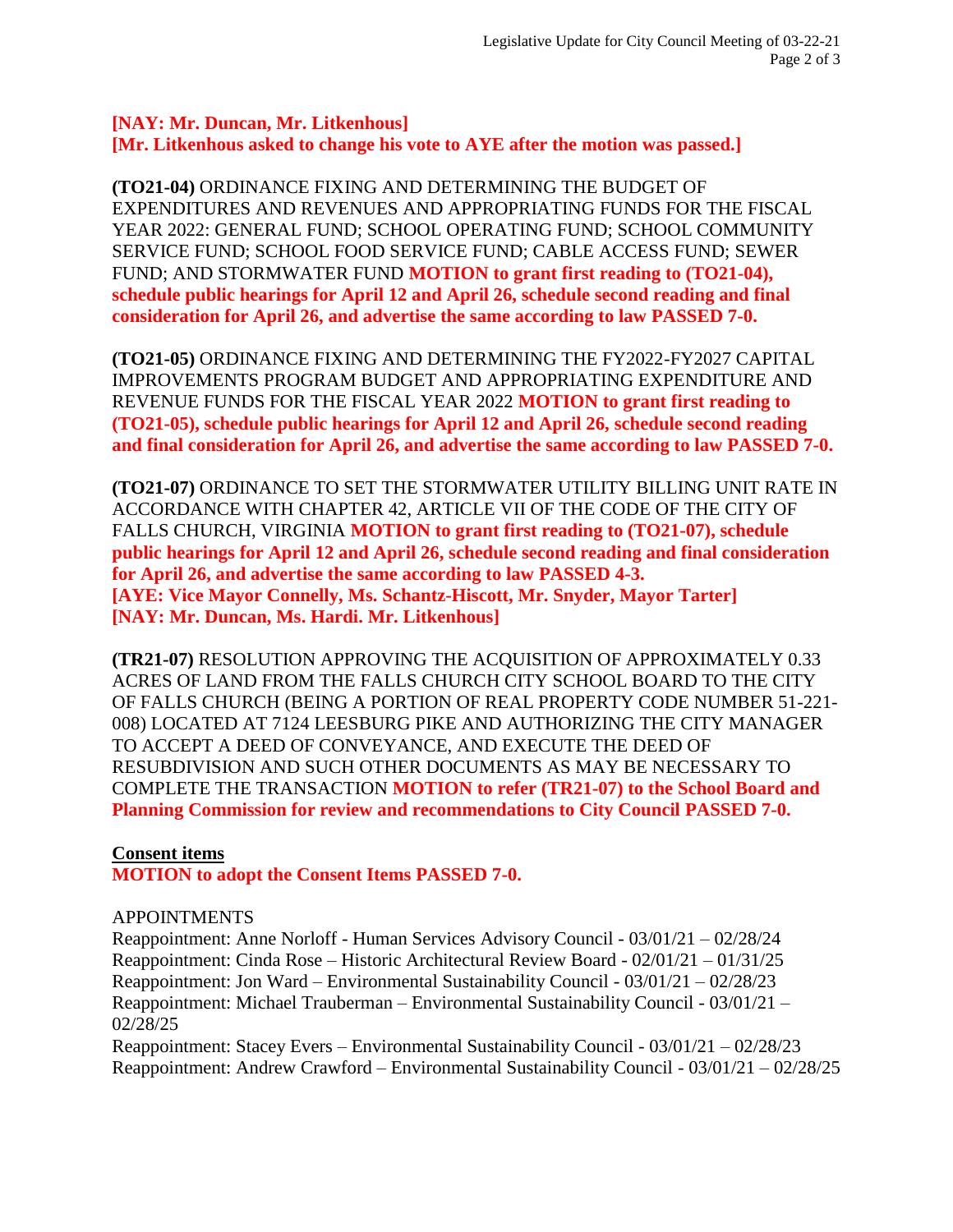**[NAY: Mr. Duncan, Mr. Litkenhous]**
**[Mr. Litkenhous asked to change his vote to AYE after the motion was passed.]**

**(TO21-04)** ORDINANCE FIXING AND DETERMINING THE BUDGET OF EXPENDITURES AND REVENUES AND APPROPRIATING FUNDS FOR THE FISCAL YEAR 2022: GENERAL FUND; SCHOOL OPERATING FUND; SCHOOL COMMUNITY SERVICE FUND; SCHOOL FOOD SERVICE FUND; CABLE ACCESS FUND; SEWER FUND; AND STORMWATER FUND **MOTION to grant first reading to (TO21-04), schedule public hearings for April 12 and April 26, schedule second reading and final consideration for April 26, and advertise the same according to law PASSED 7-0.**

**(TO21-05)** ORDINANCE FIXING AND DETERMINING THE FY2022-FY2027 CAPITAL IMPROVEMENTS PROGRAM BUDGET AND APPROPRIATING EXPENDITURE AND REVENUE FUNDS FOR THE FISCAL YEAR 2022 **MOTION to grant first reading to (TO21-05), schedule public hearings for April 12 and April 26, schedule second reading and final consideration for April 26, and advertise the same according to law PASSED 7-0.**

**(TO21-07)** ORDINANCE TO SET THE STORMWATER UTILITY BILLING UNIT RATE IN ACCORDANCE WITH CHAPTER 42, ARTICLE VII OF THE CODE OF THE CITY OF FALLS CHURCH, VIRGINIA **MOTION to grant first reading to (TO21-07), schedule public hearings for April 12 and April 26, schedule second reading and final consideration for April 26, and advertise the same according to law PASSED 4-3.**
**[AYE: Vice Mayor Connelly, Ms. Schantz-Hiscott, Mr. Snyder, Mayor Tarter]**
**[NAY: Mr. Duncan, Ms. Hardi. Mr. Litkenhous]**

**(TR21-07)** RESOLUTION APPROVING THE ACQUISITION OF APPROXIMATELY 0.33 ACRES OF LAND FROM THE FALLS CHURCH CITY SCHOOL BOARD TO THE CITY OF FALLS CHURCH (BEING A PORTION OF REAL PROPERTY CODE NUMBER 51-221-008) LOCATED AT 7124 LEESBURG PIKE AND AUTHORIZING THE CITY MANAGER TO ACCEPT A DEED OF CONVEYANCE, AND EXECUTE THE DEED OF RESUBDIVISION AND SUCH OTHER DOCUMENTS AS MAY BE NECESSARY TO COMPLETE THE TRANSACTION **MOTION to refer (TR21-07) to the School Board and Planning Commission for review and recommendations to City Council PASSED 7-0.**

**<u>Consent items</u>**
**MOTION to adopt the Consent Items PASSED 7-0.**

APPOINTMENTS
Reappointment: Anne Norloff - Human Services Advisory Council - 03/01/21 – 02/28/24
Reappointment: Cinda Rose – Historic Architectural Review Board - 02/01/21 – 01/31/25
Reappointment: Jon Ward – Environmental Sustainability Council - 03/01/21 – 02/28/23
Reappointment: Michael Trauberman – Environmental Sustainability Council - 03/01/21 – 02/28/25
Reappointment: Stacey Evers – Environmental Sustainability Council - 03/01/21 – 02/28/23
Reappointment: Andrew Crawford – Environmental Sustainability Council - 03/01/21 – 02/28/25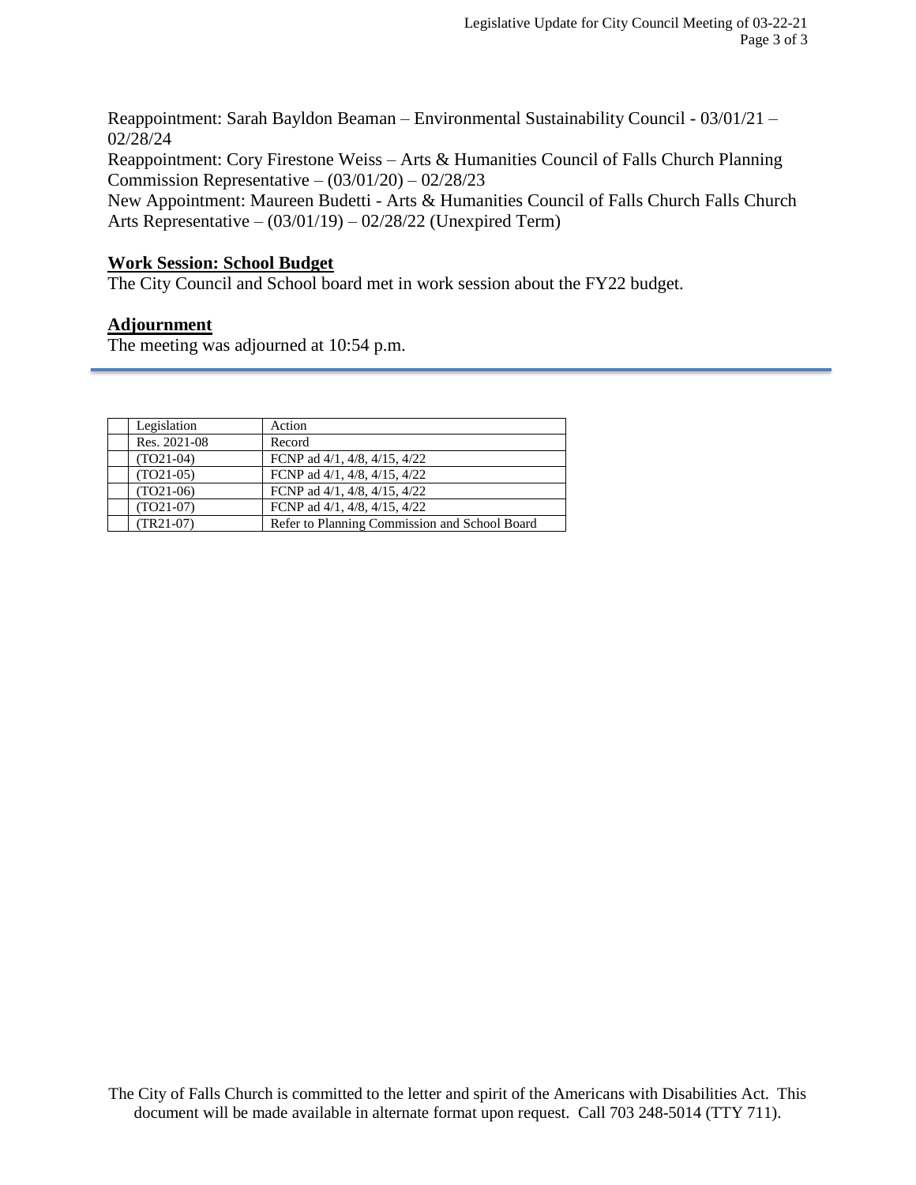Reappointment: Sarah Bayldon Beaman – Environmental Sustainability Council - 03/01/21 – 02/28/24
Reappointment: Cory Firestone Weiss – Arts & Humanities Council of Falls Church Planning Commission Representative – (03/01/20) – 02/28/23
New Appointment: Maureen Budetti - Arts & Humanities Council of Falls Church Falls Church Arts Representative – (03/01/19) – 02/28/22 (Unexpired Term)

**Work Session: School Budget**
The City Council and School board met in work session about the FY22 budget.

**Adjournment**
The meeting was adjourned at 10:54 p.m.

---

| | Legislation | Action |
|---|---|---|
| | Res. 2021-08 | Record |
| | (TO21-04) | FCNP ad 4/1, 4/8, 4/15, 4/22 |
| | (TO21-05) | FCNP ad 4/1, 4/8, 4/15, 4/22 |
| | (TO21-06) | FCNP ad 4/1, 4/8, 4/15, 4/22 |
| | (TO21-07) | FCNP ad 4/1, 4/8, 4/15, 4/22 |
| | (TR21-07) | Refer to Planning Commission and School Board |

The City of Falls Church is committed to the letter and spirit of the Americans with Disabilities Act. This document will be made available in alternate format upon request. Call 703 248-5014 (TTY 711).